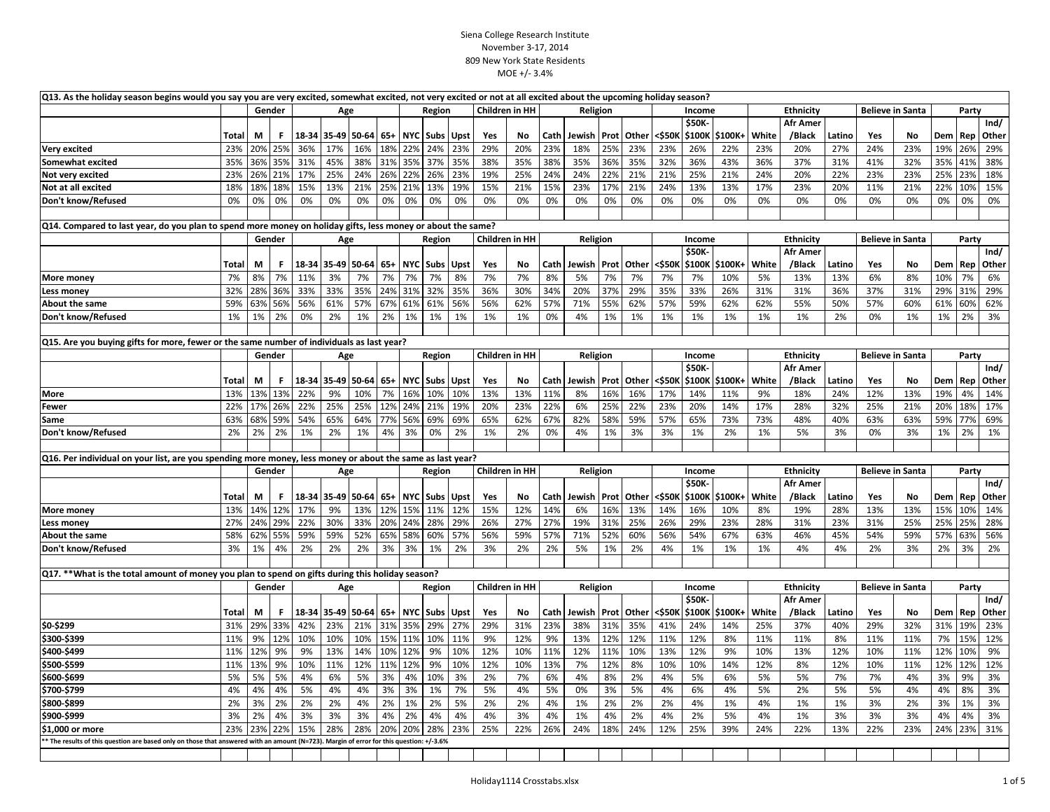Siena College Research Institute
November 3-17, 2014
809 New York State Residents
MOE +/- 3.4%

**Q13. As the holiday season begins would you say you are very excited, somewhat excited, not very excited or not at all excited about the upcoming holiday season?**

| | Total | Gender | | Age | | | | Region | | | Children in HH | | Religion | | | | Income | | | Ethnicity | | | Believe in Santa | | Party | | |
|---|---|---|---|---|---|---|---|---|---|---|---|---|---|---|---|---|---|---|---|---|---|---|---|---|---|---|---|
| | | M | F | 18-34 | 35-49 | 50-64 | 65+ | NYC | Subs | Upst | Yes | No | Cath | Jewish | Prot | Other | <$50K | $50K-$100K | $100K+ | White | Afr Amer /Black | Latino | Yes | No | Dem | Rep | Ind/ Other |
| Very excited | 23% | 20% | 25% | 36% | 17% | 16% | 18% | 22% | 24% | 23% | 29% | 20% | 23% | 18% | 25% | 23% | 23% | 26% | 22% | 23% | 20% | 27% | 24% | 23% | 19% | 26% | 29% |
| Somewhat excited | 35% | 36% | 35% | 31% | 45% | 38% | 31% | 35% | 37% | 35% | 38% | 35% | 38% | 35% | 36% | 35% | 32% | 36% | 43% | 36% | 37% | 31% | 41% | 32% | 35% | 41% | 38% |
| Not very excited | 23% | 26% | 21% | 17% | 25% | 24% | 26% | 22% | 26% | 23% | 19% | 25% | 24% | 24% | 22% | 21% | 21% | 25% | 21% | 24% | 20% | 22% | 23% | 23% | 25% | 23% | 18% |
| Not at all excited | 18% | 18% | 18% | 15% | 13% | 21% | 25% | 21% | 13% | 19% | 15% | 21% | 15% | 23% | 17% | 21% | 24% | 13% | 13% | 17% | 23% | 20% | 11% | 21% | 22% | 10% | 15% |
| Don't know/Refused | 0% | 0% | 0% | 0% | 0% | 0% | 0% | 0% | 0% | 0% | 0% | 0% | 0% | 0% | 0% | 0% | 0% | 0% | 0% | 0% | 0% | 0% | 0% | 0% | 0% | 0% | 0% |

**Q14. Compared to last year, do you plan to spend more money on holiday gifts, less money or about the same?**

| | Total | Gender | | Age | | | | Region | | | Children in HH | | Religion | | | | Income | | | Ethnicity | | | Believe in Santa | | Party | | |
|---|---|---|---|---|---|---|---|---|---|---|---|---|---|---|---|---|---|---|---|---|---|---|---|---|---|---|---|
| | | M | F | 18-34 | 35-49 | 50-64 | 65+ | NYC | Subs | Upst | Yes | No | Cath | Jewish | Prot | Other | <$50K | $50K-$100K | $100K+ | White | Afr Amer /Black | Latino | Yes | No | Dem | Rep | Ind/ Other |
| More money | 7% | 8% | 7% | 11% | 3% | 7% | 7% | 7% | 7% | 8% | 7% | 7% | 8% | 5% | 7% | 7% | 7% | 7% | 10% | 5% | 13% | 13% | 6% | 8% | 10% | 7% | 6% |
| Less money | 32% | 28% | 36% | 33% | 33% | 35% | 24% | 31% | 32% | 35% | 36% | 30% | 34% | 20% | 37% | 29% | 35% | 33% | 26% | 31% | 31% | 36% | 37% | 31% | 29% | 31% | 29% |
| About the same | 59% | 63% | 56% | 56% | 61% | 57% | 67% | 61% | 61% | 56% | 56% | 62% | 57% | 71% | 55% | 62% | 57% | 59% | 62% | 62% | 55% | 50% | 57% | 60% | 61% | 60% | 62% |
| Don't know/Refused | 1% | 1% | 2% | 0% | 2% | 1% | 2% | 1% | 1% | 1% | 1% | 1% | 0% | 4% | 1% | 1% | 1% | 1% | 1% | 1% | 1% | 2% | 0% | 1% | 1% | 2% | 3% |

**Q15. Are you buying gifts for more, fewer or the same number of individuals as last year?**

| | Total | Gender | | Age | | | | Region | | | Children in HH | | Religion | | | | Income | | | Ethnicity | | | Believe in Santa | | Party | | |
|---|---|---|---|---|---|---|---|---|---|---|---|---|---|---|---|---|---|---|---|---|---|---|---|---|---|---|---|
| | | M | F | 18-34 | 35-49 | 50-64 | 65+ | NYC | Subs | Upst | Yes | No | Cath | Jewish | Prot | Other | <$50K | $50K-$100K | $100K+ | White | Afr Amer /Black | Latino | Yes | No | Dem | Rep | Ind/ Other |
| More | 13% | 13% | 13% | 22% | 9% | 10% | 7% | 16% | 10% | 10% | 13% | 13% | 11% | 8% | 16% | 16% | 17% | 14% | 11% | 9% | 18% | 24% | 12% | 13% | 19% | 4% | 14% |
| Fewer | 22% | 17% | 26% | 22% | 25% | 25% | 12% | 24% | 21% | 19% | 20% | 23% | 22% | 6% | 25% | 22% | 23% | 20% | 14% | 17% | 28% | 32% | 25% | 21% | 20% | 18% | 17% |
| Same | 63% | 68% | 59% | 54% | 65% | 64% | 77% | 56% | 69% | 69% | 65% | 62% | 67% | 82% | 58% | 59% | 57% | 65% | 73% | 73% | 48% | 40% | 63% | 63% | 59% | 77% | 69% |
| Don't know/Refused | 2% | 2% | 2% | 1% | 2% | 1% | 4% | 3% | 0% | 2% | 1% | 2% | 0% | 4% | 1% | 3% | 3% | 1% | 2% | 1% | 5% | 3% | 0% | 3% | 1% | 2% | 1% |

**Q16. Per individual on your list, are you spending more money, less money or about the same as last year?**

| | Total | Gender | | Age | | | | Region | | | Children in HH | | Religion | | | | Income | | | Ethnicity | | | Believe in Santa | | Party | | |
|---|---|---|---|---|---|---|---|---|---|---|---|---|---|---|---|---|---|---|---|---|---|---|---|---|---|---|---|
| | | M | F | 18-34 | 35-49 | 50-64 | 65+ | NYC | Subs | Upst | Yes | No | Cath | Jewish | Prot | Other | <$50K | $50K-$100K | $100K+ | White | Afr Amer /Black | Latino | Yes | No | Dem | Rep | Ind/ Other |
| More money | 13% | 14% | 12% | 17% | 9% | 13% | 12% | 15% | 11% | 12% | 15% | 12% | 14% | 6% | 16% | 13% | 14% | 16% | 10% | 8% | 19% | 28% | 13% | 13% | 15% | 10% | 14% |
| Less money | 27% | 24% | 29% | 22% | 30% | 33% | 20% | 24% | 28% | 29% | 26% | 27% | 27% | 19% | 31% | 25% | 26% | 29% | 23% | 28% | 31% | 23% | 31% | 25% | 25% | 25% | 28% |
| About the same | 58% | 62% | 55% | 59% | 59% | 52% | 65% | 58% | 60% | 57% | 56% | 59% | 57% | 71% | 52% | 60% | 56% | 54% | 67% | 63% | 46% | 45% | 54% | 59% | 57% | 63% | 56% |
| Don't know/Refused | 3% | 1% | 4% | 2% | 2% | 2% | 3% | 3% | 1% | 2% | 3% | 2% | 2% | 5% | 1% | 2% | 4% | 1% | 1% | 1% | 4% | 4% | 2% | 3% | 2% | 3% | 2% |

**Q17. \*\*What is the total amount of money you plan to spend on gifts during this holiday season?**

| | Total | Gender | | Age | | | | Region | | | Children in HH | | Religion | | | | Income | | | Ethnicity | | | Believe in Santa | | Party | | |
|---|---|---|---|---|---|---|---|---|---|---|---|---|---|---|---|---|---|---|---|---|---|---|---|---|---|---|---|
| | | M | F | 18-34 | 35-49 | 50-64 | 65+ | NYC | Subs | Upst | Yes | No | Cath | Jewish | Prot | Other | <$50K | $50K-$100K | $100K+ | White | Afr Amer /Black | Latino | Yes | No | Dem | Rep | Ind/ Other |
| $0-$299 | 31% | 29% | 33% | 42% | 23% | 21% | 31% | 35% | 29% | 27% | 29% | 31% | 23% | 38% | 31% | 35% | 41% | 24% | 14% | 25% | 37% | 40% | 29% | 32% | 31% | 19% | 23% |
| $300-$399 | 11% | 9% | 12% | 10% | 10% | 10% | 15% | 11% | 10% | 11% | 9% | 12% | 9% | 13% | 12% | 12% | 11% | 12% | 8% | 11% | 11% | 8% | 11% | 11% | 7% | 15% | 12% |
| $400-$499 | 11% | 12% | 9% | 9% | 13% | 14% | 10% | 12% | 9% | 10% | 12% | 10% | 11% | 12% | 11% | 10% | 13% | 12% | 9% | 10% | 13% | 12% | 10% | 11% | 12% | 10% | 9% |
| $500-$599 | 11% | 13% | 9% | 10% | 11% | 12% | 11% | 12% | 9% | 10% | 12% | 10% | 13% | 7% | 12% | 8% | 10% | 10% | 14% | 12% | 8% | 12% | 10% | 11% | 12% | 12% | 12% |
| $600-$699 | 5% | 5% | 5% | 4% | 6% | 5% | 3% | 4% | 10% | 3% | 2% | 7% | 6% | 4% | 8% | 2% | 4% | 5% | 6% | 5% | 5% | 7% | 7% | 4% | 3% | 9% | 3% |
| $700-$799 | 4% | 4% | 4% | 5% | 4% | 4% | 3% | 3% | 1% | 7% | 5% | 4% | 5% | 0% | 3% | 5% | 4% | 6% | 4% | 5% | 2% | 5% | 5% | 4% | 4% | 8% | 3% |
| $800-$899 | 2% | 3% | 2% | 2% | 2% | 4% | 2% | 1% | 2% | 5% | 2% | 2% | 4% | 1% | 2% | 2% | 2% | 4% | 1% | 4% | 1% | 1% | 3% | 2% | 3% | 1% | 3% |
| $900-$999 | 3% | 2% | 4% | 3% | 3% | 3% | 4% | 2% | 4% | 4% | 4% | 3% | 4% | 1% | 4% | 2% | 4% | 2% | 5% | 4% | 1% | 3% | 3% | 3% | 4% | 4% | 3% |
| $1,000 or more | 23% | 23% | 22% | 15% | 28% | 28% | 20% | 20% | 28% | 23% | 25% | 22% | 26% | 24% | 18% | 24% | 12% | 25% | 39% | 24% | 22% | 13% | 22% | 23% | 24% | 23% | 31% |

\*\* The results of this question are based only on those that answered with an amount (N=723). Margin of error for this question: +/-3.6%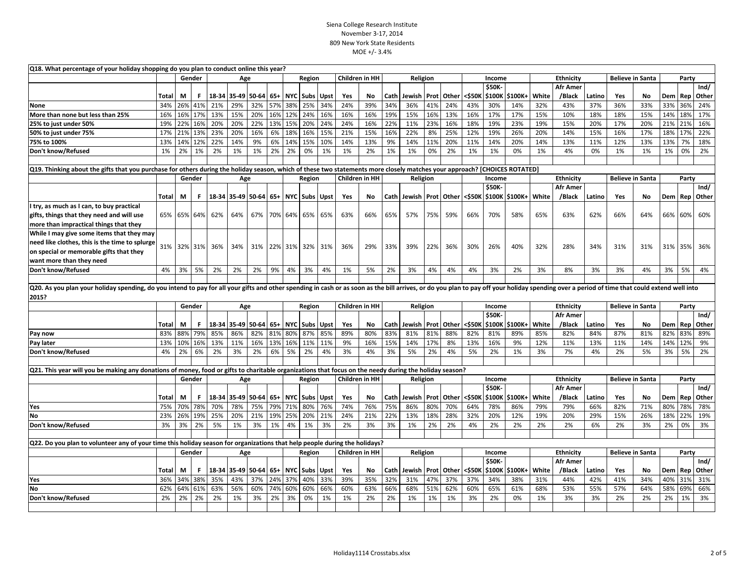Siena College Research Institute
November 3-17, 2014
809 New York State Residents
MOE +/- 3.4%

Q18. What percentage of your holiday shopping do you plan to conduct online this year?

| | | Gender | | Age | | | | Region | | | Children in HH | | Religion | | | | Income | | | Ethnicity | | | Believe in Santa | | Party | | |
|---|---|---|---|---|---|---|---|---|---|---|---|---|---|---|---|---|---|---|---|---|---|---|---|---|---|---|---|
| | Total | M | F | 18-34 | 35-49 | 50-64 | 65+ | NYC | Subs | Upst | Yes | No | Cath | Jewish | Prot | Other | <$50K | $50K-$100K | $100K+ | White | Afr Amer /Black | Latino | Yes | No | Dem | Rep | Ind/ Other |
| None | 34% | 26% | 41% | 21% | 29% | 32% | 57% | 38% | 25% | 34% | 24% | 39% | 34% | 36% | 41% | 24% | 43% | 30% | 14% | 32% | 43% | 37% | 36% | 33% | 33% | 36% | 24% |
| More than none but less than 25% | 16% | 16% | 17% | 13% | 15% | 20% | 16% | 12% | 24% | 16% | 16% | 16% | 19% | 15% | 16% | 13% | 16% | 17% | 17% | 15% | 10% | 18% | 18% | 15% | 14% | 18% | 17% |
| 25% to just under 50% | 19% | 22% | 16% | 20% | 20% | 22% | 13% | 15% | 20% | 24% | 24% | 16% | 22% | 11% | 23% | 16% | 18% | 19% | 23% | 19% | 15% | 20% | 17% | 20% | 21% | 21% | 16% |
| 50% to just under 75% | 17% | 21% | 13% | 23% | 20% | 16% | 6% | 18% | 16% | 15% | 21% | 15% | 16% | 22% | 8% | 25% | 12% | 19% | 26% | 20% | 14% | 15% | 16% | 17% | 18% | 17% | 22% |
| 75% to 100% | 13% | 14% | 12% | 22% | 14% | 9% | 6% | 14% | 15% | 10% | 14% | 13% | 9% | 14% | 11% | 20% | 11% | 14% | 20% | 14% | 13% | 11% | 12% | 13% | 13% | 7% | 18% |
| Don't know/Refused | 1% | 2% | 1% | 2% | 1% | 1% | 2% | 2% | 0% | 1% | 1% | 2% | 1% | 1% | 0% | 2% | 1% | 1% | 0% | 1% | 4% | 0% | 1% | 1% | 1% | 0% | 2% |

Q19. Thinking about the gifts that you purchase for others during the holiday season, which of these two statements more closely matches your approach? [CHOICES ROTATED]

| | | Gender | | Age | | | | Region | | | Children in HH | | Religion | | | | Income | | | Ethnicity | | | Believe in Santa | | Party | | |
|---|---|---|---|---|---|---|---|---|---|---|---|---|---|---|---|---|---|---|---|---|---|---|---|---|---|---|---|
| | Total | M | F | 18-34 | 35-49 | 50-64 | 65+ | NYC | Subs | Upst | Yes | No | Cath | Jewish | Prot | Other | <$50K | $50K-$100K | $100K+ | White | Afr Amer /Black | Latino | Yes | No | Dem | Rep | Ind/ Other |
| I try, as much as I can, to buy practical gifts, things that they need and will use more than impractical things that they | 65% | 65% | 64% | 62% | 64% | 67% | 70% | 64% | 65% | 65% | 63% | 66% | 65% | 57% | 75% | 59% | 66% | 70% | 58% | 65% | 63% | 62% | 66% | 64% | 66% | 60% | 60% |
| While I may give some items that they may need like clothes, this is the time to splurge on special or memorable gifts that they want more than they need | 31% | 32% | 31% | 36% | 34% | 31% | 22% | 31% | 32% | 31% | 36% | 29% | 33% | 39% | 22% | 36% | 30% | 26% | 40% | 32% | 28% | 34% | 31% | 31% | 31% | 35% | 36% |
| Don't know/Refused | 4% | 3% | 5% | 2% | 2% | 2% | 9% | 4% | 3% | 4% | 1% | 5% | 2% | 3% | 4% | 4% | 4% | 3% | 2% | 3% | 8% | 3% | 3% | 4% | 3% | 5% | 4% |

Q20. As you plan your holiday spending, do you intend to pay for all your gifts and other spending in cash or as soon as the bill arrives, or do you plan to pay off your holiday spending over a period of time that could extend well into 2015?

| | | Gender | | Age | | | | Region | | | Children in HH | | Religion | | | | Income | | | Ethnicity | | | Believe in Santa | | Party | | |
|---|---|---|---|---|---|---|---|---|---|---|---|---|---|---|---|---|---|---|---|---|---|---|---|---|---|---|---|
| | Total | M | F | 18-34 | 35-49 | 50-64 | 65+ | NYC | Subs | Upst | Yes | No | Cath | Jewish | Prot | Other | <$50K | $50K-$100K | $100K+ | White | Afr Amer /Black | Latino | Yes | No | Dem | Rep | Ind/ Other |
| Pay now | 83% | 88% | 79% | 85% | 86% | 82% | 81% | 80% | 87% | 85% | 89% | 80% | 83% | 81% | 81% | 88% | 82% | 81% | 89% | 85% | 82% | 84% | 87% | 81% | 82% | 83% | 89% |
| Pay later | 13% | 10% | 16% | 13% | 11% | 16% | 13% | 16% | 11% | 11% | 9% | 16% | 15% | 14% | 17% | 8% | 13% | 16% | 9% | 12% | 11% | 13% | 11% | 14% | 14% | 12% | 9% |
| Don't know/Refused | 4% | 2% | 6% | 2% | 3% | 2% | 6% | 5% | 2% | 4% | 3% | 4% | 3% | 5% | 2% | 4% | 5% | 2% | 1% | 3% | 7% | 4% | 2% | 5% | 3% | 5% | 2% |

Q21. This year will you be making any donations of money, food or gifts to charitable organizations that focus on the needy during the holiday season?

| | | Gender | | Age | | | | Region | | | Children in HH | | Religion | | | | Income | | | Ethnicity | | | Believe in Santa | | Party | | |
|---|---|---|---|---|---|---|---|---|---|---|---|---|---|---|---|---|---|---|---|---|---|---|---|---|---|---|---|
| | Total | M | F | 18-34 | 35-49 | 50-64 | 65+ | NYC | Subs | Upst | Yes | No | Cath | Jewish | Prot | Other | <$50K | $50K-$100K | $100K+ | White | Afr Amer /Black | Latino | Yes | No | Dem | Rep | Ind/ Other |
| Yes | 75% | 70% | 78% | 70% | 78% | 75% | 79% | 71% | 80% | 76% | 74% | 76% | 75% | 86% | 80% | 70% | 64% | 78% | 86% | 79% | 79% | 66% | 82% | 71% | 80% | 78% | 78% |
| No | 23% | 26% | 19% | 25% | 20% | 21% | 19% | 25% | 20% | 21% | 24% | 21% | 22% | 13% | 18% | 28% | 32% | 20% | 12% | 19% | 20% | 29% | 15% | 26% | 18% | 22% | 19% |
| Don't know/Refused | 3% | 3% | 2% | 5% | 1% | 3% | 1% | 4% | 1% | 3% | 2% | 3% | 3% | 1% | 2% | 2% | 4% | 2% | 2% | 2% | 2% | 6% | 2% | 3% | 2% | 0% | 3% |

Q22. Do you plan to volunteer any of your time this holiday season for organizations that help people during the holidays?

| | | Gender | | Age | | | | Region | | | Children in HH | | Religion | | | | Income | | | Ethnicity | | | Believe in Santa | | Party | | |
|---|---|---|---|---|---|---|---|---|---|---|---|---|---|---|---|---|---|---|---|---|---|---|---|---|---|---|---|
| | Total | M | F | 18-34 | 35-49 | 50-64 | 65+ | NYC | Subs | Upst | Yes | No | Cath | Jewish | Prot | Other | <$50K | $50K-$100K | $100K+ | White | Afr Amer /Black | Latino | Yes | No | Dem | Rep | Ind/ Other |
| Yes | 36% | 34% | 38% | 35% | 43% | 37% | 24% | 37% | 40% | 33% | 39% | 35% | 32% | 31% | 47% | 37% | 37% | 34% | 38% | 31% | 44% | 42% | 41% | 34% | 40% | 31% | 31% |
| No | 62% | 64% | 61% | 63% | 56% | 60% | 74% | 60% | 60% | 66% | 60% | 63% | 66% | 68% | 51% | 62% | 60% | 65% | 61% | 68% | 53% | 55% | 57% | 64% | 58% | 69% | 66% |
| Don't know/Refused | 2% | 2% | 2% | 2% | 1% | 3% | 2% | 3% | 0% | 1% | 1% | 2% | 2% | 1% | 1% | 1% | 3% | 2% | 0% | 1% | 3% | 3% | 2% | 2% | 2% | 1% | 3% |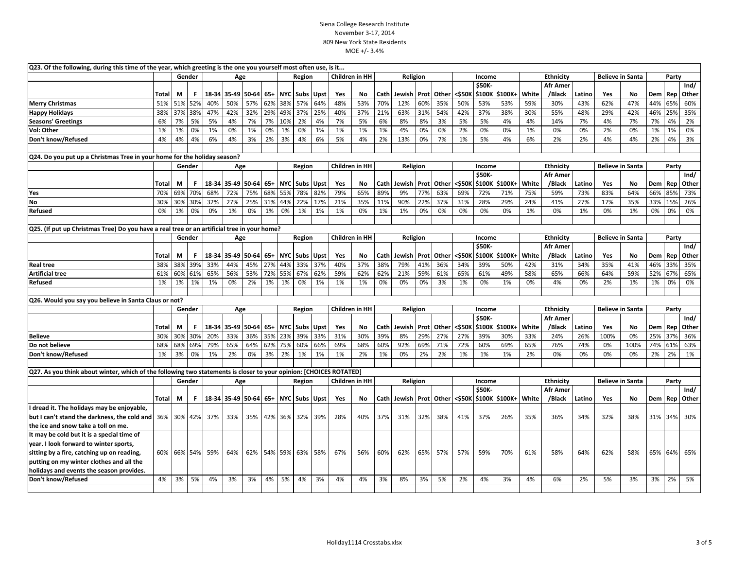Siena College Research Institute
November 3-17, 2014
809 New York State Residents
MOE +/- 3.4%

**Q23. Of the following, during this time of the year, which greeting is the one you yourself most often use, is it...**

| | | Gender | | Age | | | | Region | | | Children in HH | | Religion | | | | Income | | | Ethnicity | | | Believe in Santa | | Party | | |
|---|---|---|---|---|---|---|---|---|---|---|---|---|---|---|---|---|---|---|---|---|---|---|---|---|---|---|---|
| | Total | M | F | 18-34 | 35-49 | 50-64 | 65+ | NYC | Subs | Upst | Yes | No | Cath | Jewish | Prot | Other | <$50K | $50K-$100K | $100K+ | White | Afr Amer /Black | Latino | Yes | No | Dem | Rep | Ind/ Other |
| Merry Christmas | 51% | 51% | 52% | 40% | 50% | 57% | 62% | 38% | 57% | 64% | 48% | 53% | 70% | 12% | 60% | 35% | 50% | 53% | 53% | 59% | 30% | 43% | 62% | 47% | 44% | 65% | 60% |
| Happy Holidays | 38% | 37% | 38% | 47% | 42% | 32% | 29% | 49% | 37% | 25% | 40% | 37% | 21% | 63% | 31% | 54% | 42% | 37% | 38% | 30% | 55% | 48% | 29% | 42% | 46% | 25% | 35% |
| Seasons' Greetings | 6% | 7% | 5% | 5% | 4% | 7% | 7% | 10% | 2% | 4% | 7% | 5% | 6% | 8% | 8% | 3% | 5% | 5% | 4% | 4% | 14% | 7% | 4% | 7% | 7% | 4% | 2% |
| Vol: Other | 1% | 1% | 0% | 1% | 0% | 1% | 0% | 1% | 0% | 1% | 1% | 1% | 1% | 4% | 0% | 0% | 2% | 0% | 0% | 1% | 0% | 0% | 2% | 0% | 1% | 1% | 0% |
| Don't know/Refused | 4% | 4% | 4% | 6% | 4% | 3% | 2% | 3% | 4% | 6% | 5% | 4% | 2% | 13% | 0% | 7% | 1% | 5% | 4% | 6% | 2% | 2% | 4% | 4% | 2% | 4% | 3% |

**Q24. Do you put up a Christmas Tree in your home for the holiday season?**

| | | Gender | | Age | | | | Region | | | Children in HH | | Religion | | | | Income | | | Ethnicity | | | Believe in Santa | | Party | | |
|---|---|---|---|---|---|---|---|---|---|---|---|---|---|---|---|---|---|---|---|---|---|---|---|---|---|---|---|
| | Total | M | F | 18-34 | 35-49 | 50-64 | 65+ | NYC | Subs | Upst | Yes | No | Cath | Jewish | Prot | Other | <$50K | $50K-$100K | $100K+ | White | Afr Amer /Black | Latino | Yes | No | Dem | Rep | Ind/ Other |
| Yes | 70% | 69% | 70% | 68% | 72% | 75% | 68% | 55% | 78% | 82% | 79% | 65% | 89% | 9% | 77% | 63% | 69% | 72% | 71% | 75% | 59% | 73% | 83% | 64% | 66% | 85% | 73% |
| No | 30% | 30% | 30% | 32% | 27% | 25% | 31% | 44% | 22% | 17% | 21% | 35% | 11% | 90% | 22% | 37% | 31% | 28% | 29% | 24% | 41% | 27% | 17% | 35% | 33% | 15% | 26% |
| Refused | 0% | 1% | 0% | 0% | 1% | 0% | 1% | 0% | 1% | 1% | 1% | 0% | 1% | 1% | 0% | 0% | 0% | 0% | 0% | 1% | 0% | 1% | 0% | 1% | 0% | 0% | 0% |

**Q25. (If put up Christmas Tree) Do you have a real tree or an artificial tree in your home?**

| | | Gender | | Age | | | | Region | | | Children in HH | | Religion | | | | Income | | | Ethnicity | | | Believe in Santa | | Party | | |
|---|---|---|---|---|---|---|---|---|---|---|---|---|---|---|---|---|---|---|---|---|---|---|---|---|---|---|---|
| | Total | M | F | 18-34 | 35-49 | 50-64 | 65+ | NYC | Subs | Upst | Yes | No | Cath | Jewish | Prot | Other | <$50K | $50K-$100K | $100K+ | White | Afr Amer /Black | Latino | Yes | No | Dem | Rep | Ind/ Other |
| Real tree | 38% | 38% | 39% | 33% | 44% | 45% | 27% | 44% | 33% | 37% | 40% | 37% | 38% | 79% | 41% | 36% | 34% | 39% | 50% | 42% | 31% | 34% | 35% | 41% | 46% | 33% | 35% |
| Artificial tree | 61% | 60% | 61% | 65% | 56% | 53% | 72% | 55% | 67% | 62% | 59% | 62% | 62% | 21% | 59% | 61% | 65% | 61% | 49% | 58% | 65% | 66% | 64% | 59% | 52% | 67% | 65% |
| Refused | 1% | 1% | 1% | 1% | 0% | 2% | 1% | 1% | 0% | 1% | 1% | 1% | 0% | 0% | 0% | 3% | 1% | 0% | 1% | 0% | 4% | 0% | 2% | 1% | 1% | 0% | 0% |

**Q26. Would you say you believe in Santa Claus or not?**

| | | Gender | | Age | | | | Region | | | Children in HH | | Religion | | | | Income | | | Ethnicity | | | Believe in Santa | | Party | | |
|---|---|---|---|---|---|---|---|---|---|---|---|---|---|---|---|---|---|---|---|---|---|---|---|---|---|---|---|
| | Total | M | F | 18-34 | 35-49 | 50-64 | 65+ | NYC | Subs | Upst | Yes | No | Cath | Jewish | Prot | Other | <$50K | $50K-$100K | $100K+ | White | Afr Amer /Black | Latino | Yes | No | Dem | Rep | Ind/ Other |
| Believe | 30% | 30% | 30% | 20% | 33% | 36% | 35% | 23% | 39% | 33% | 31% | 30% | 39% | 8% | 29% | 27% | 27% | 39% | 30% | 33% | 24% | 26% | 100% | 0% | 25% | 37% | 36% |
| Do not believe | 68% | 68% | 69% | 79% | 65% | 64% | 62% | 75% | 60% | 66% | 69% | 68% | 60% | 92% | 69% | 71% | 72% | 60% | 69% | 65% | 76% | 74% | 0% | 100% | 74% | 61% | 63% |
| Don't know/Refused | 1% | 3% | 0% | 1% | 2% | 0% | 3% | 2% | 1% | 1% | 1% | 2% | 1% | 0% | 2% | 2% | 1% | 1% | 1% | 2% | 0% | 0% | 0% | 0% | 2% | 2% | 1% |

**Q27. As you think about winter, which of the following two statements is closer to your opinion: [CHOICES ROTATED]**

| | | Gender | | Age | | | | Region | | | Children in HH | | Religion | | | | Income | | | Ethnicity | | | Believe in Santa | | Party | | |
|---|---|---|---|---|---|---|---|---|---|---|---|---|---|---|---|---|---|---|---|---|---|---|---|---|---|---|---|
| | Total | M | F | 18-34 | 35-49 | 50-64 | 65+ | NYC | Subs | Upst | Yes | No | Cath | Jewish | Prot | Other | <$50K | $50K-$100K | $100K+ | White | Afr Amer /Black | Latino | Yes | No | Dem | Rep | Ind/ Other |
| I dread it. The holidays may be enjoyable, but I can't stand the darkness, the cold and the ice and snow take a toll on me. | 36% | 30% | 42% | 37% | 33% | 35% | 42% | 36% | 32% | 39% | 28% | 40% | 37% | 31% | 32% | 38% | 41% | 37% | 26% | 35% | 36% | 34% | 32% | 38% | 31% | 34% | 30% |
| It may be cold but it is a special time of year. I look forward to winter sports, sitting by a fire, catching up on reading, putting on my winter clothes and all the holidays and events the season provides. | 60% | 66% | 54% | 59% | 64% | 62% | 54% | 59% | 63% | 58% | 67% | 56% | 60% | 62% | 65% | 57% | 57% | 59% | 70% | 61% | 58% | 64% | 62% | 58% | 65% | 64% | 65% |
| Don't know/Refused | 4% | 3% | 5% | 4% | 3% | 3% | 4% | 5% | 4% | 3% | 4% | 4% | 3% | 8% | 3% | 5% | 2% | 4% | 3% | 4% | 6% | 2% | 5% | 3% | 3% | 2% | 5% |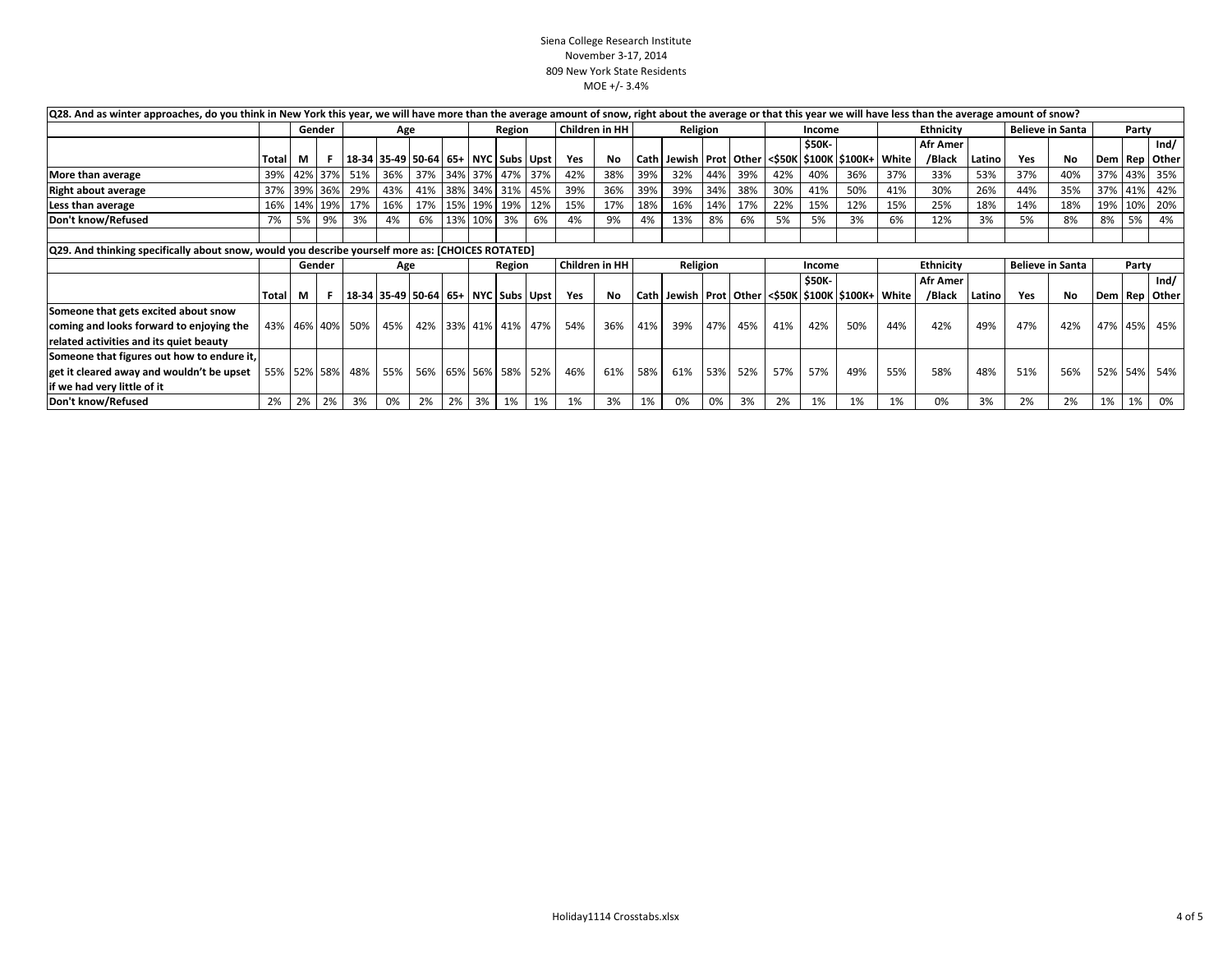Siena College Research Institute
November 3-17, 2014
809 New York State Residents
MOE +/- 3.4%

| Q28. And as winter approaches, do you think in New York this year, we will have more than the average amount of snow, right about the average or that this year we will have less than the average amount of snow? | | | | | | | | | | | | | | | | | | | | | | | | | | | | | |
|---|---|---|---|---|---|---|---|---|---|---|---|---|---|---|---|---|---|---|---|---|---|---|---|---|---|---|---|---|---|
| | | Gender | | Age | | | | Region | | | Children in HH | | Religion | | | | Income | | | Ethnicity | | | Believe in Santa | | Party | | |
| | Total | M | F | 18-34 | 35-49 | 50-64 | 65+ | NYC | Subs | Upst | Yes | No | Cath | Jewish | Prot | Other | <$50K | $50K-$100K | $100K+ | White | Afr Amer /Black | Latino | Yes | No | Dem | Rep | Ind/ Other |
| More than average | 39% | 42% | 37% | 51% | 36% | 37% | 34% | 37% | 47% | 37% | 42% | 38% | 39% | 32% | 44% | 39% | 42% | 40% | 36% | 37% | 33% | 53% | 37% | 40% | 37% | 43% | 35% |
| Right about average | 37% | 39% | 36% | 29% | 43% | 41% | 38% | 34% | 31% | 45% | 39% | 36% | 39% | 39% | 34% | 38% | 30% | 41% | 50% | 41% | 30% | 26% | 44% | 35% | 37% | 41% | 42% |
| Less than average | 16% | 14% | 19% | 17% | 16% | 17% | 15% | 19% | 19% | 12% | 15% | 17% | 18% | 16% | 14% | 17% | 22% | 15% | 12% | 15% | 25% | 18% | 14% | 18% | 19% | 10% | 20% |
| Don't know/Refused | 7% | 5% | 9% | 3% | 4% | 6% | 13% | 10% | 3% | 6% | 4% | 9% | 4% | 13% | 8% | 6% | 5% | 5% | 3% | 6% | 12% | 3% | 5% | 8% | 8% | 5% | 4% |

| Q29. And thinking specifically about snow, would you describe yourself more as: [CHOICES ROTATED] | | | | | | | | | | | | | | | | | | | | | | | | | | | |
|---|---|---|---|---|---|---|---|---|---|---|---|---|---|---|---|---|---|---|---|---|---|---|---|---|---|---|---|
| | | Gender | | Age | | | | Region | | | Children in HH | | Religion | | | | Income | | | Ethnicity | | | Believe in Santa | | Party | | |
| | Total | M | F | 18-34 | 35-49 | 50-64 | 65+ | NYC | Subs | Upst | Yes | No | Cath | Jewish | Prot | Other | <$50K | $50K-$100K | $100K+ | White | Afr Amer /Black | Latino | Yes | No | Dem | Rep | Ind/ Other |
| Someone that gets excited about snow coming and looks forward to enjoying the related activities and its quiet beauty | 43% | 46% | 40% | 50% | 45% | 42% | 33% | 41% | 41% | 47% | 54% | 36% | 41% | 39% | 47% | 45% | 41% | 42% | 50% | 44% | 42% | 49% | 47% | 42% | 47% | 45% | 45% |
| Someone that figures out how to endure it, get it cleared away and wouldn't be upset if we had very little of it | 55% | 52% | 58% | 48% | 55% | 56% | 65% | 56% | 58% | 52% | 46% | 61% | 58% | 61% | 53% | 52% | 57% | 57% | 49% | 55% | 58% | 48% | 51% | 56% | 52% | 54% | 54% |
| Don't know/Refused | 2% | 2% | 2% | 3% | 0% | 2% | 2% | 3% | 1% | 1% | 1% | 3% | 1% | 0% | 0% | 3% | 2% | 1% | 1% | 1% | 0% | 3% | 2% | 2% | 1% | 1% | 0% |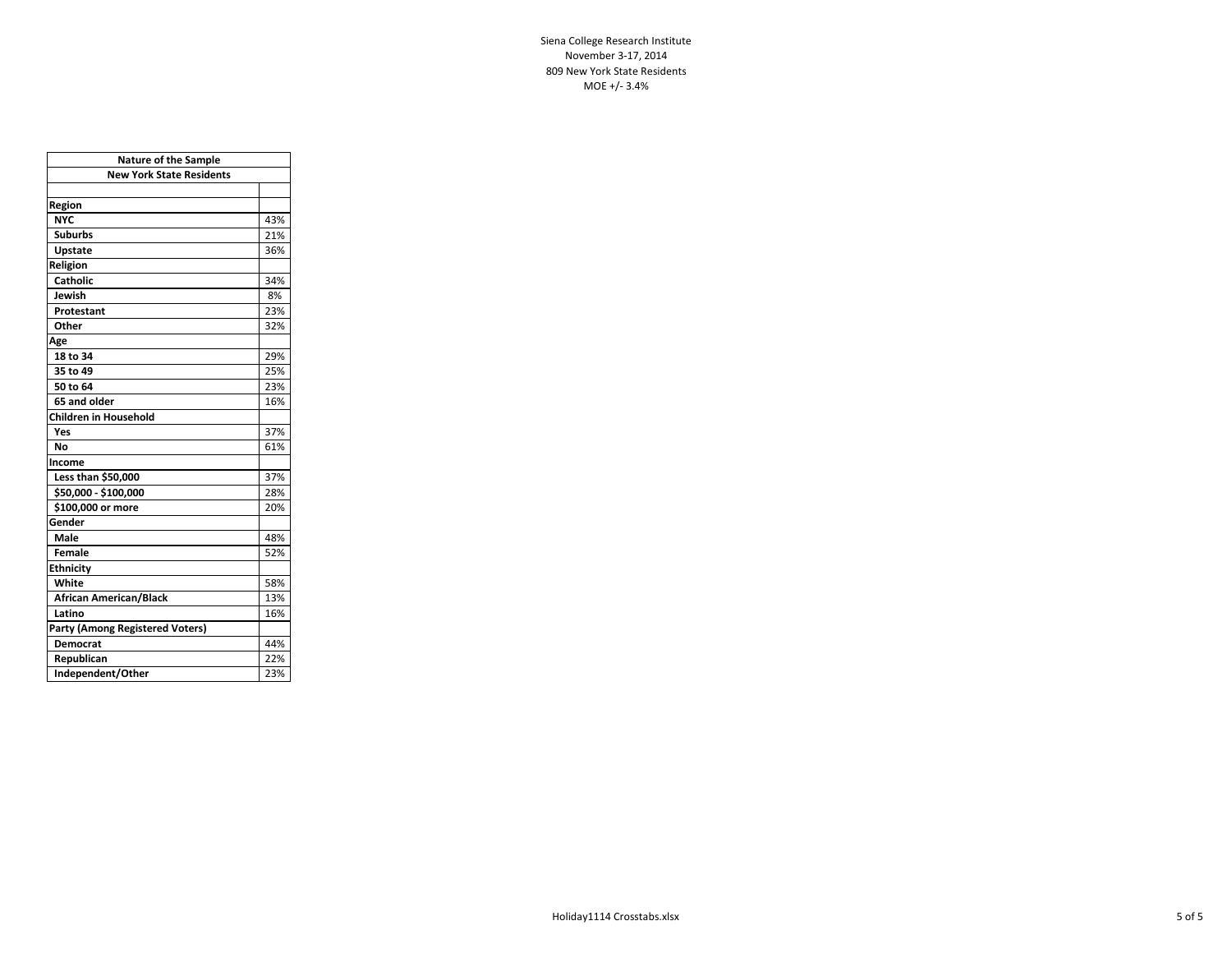Siena College Research Institute
November 3-17, 2014
809 New York State Residents
MOE +/- 3.4%

| Nature of the Sample | |
|---|---|
| **New York State Residents** | |
| | |
| **Region** | |
| NYC | 43% |
| Suburbs | 21% |
| Upstate | 36% |
| **Religion** | |
| Catholic | 34% |
| Jewish | 8% |
| Protestant | 23% |
| Other | 32% |
| **Age** | |
| 18 to 34 | 29% |
| 35 to 49 | 25% |
| 50 to 64 | 23% |
| 65 and older | 16% |
| **Children in Household** | |
| Yes | 37% |
| No | 61% |
| **Income** | |
| Less than $50,000 | 37% |
| $50,000 - $100,000 | 28% |
| $100,000 or more | 20% |
| **Gender** | |
| Male | 48% |
| Female | 52% |
| **Ethnicity** | |
| White | 58% |
| African American/Black | 13% |
| Latino | 16% |
| **Party (Among Registered Voters)** | |
| Democrat | 44% |
| Republican | 22% |
| Independent/Other | 23% |

Holiday1114 Crosstabs.xlsx